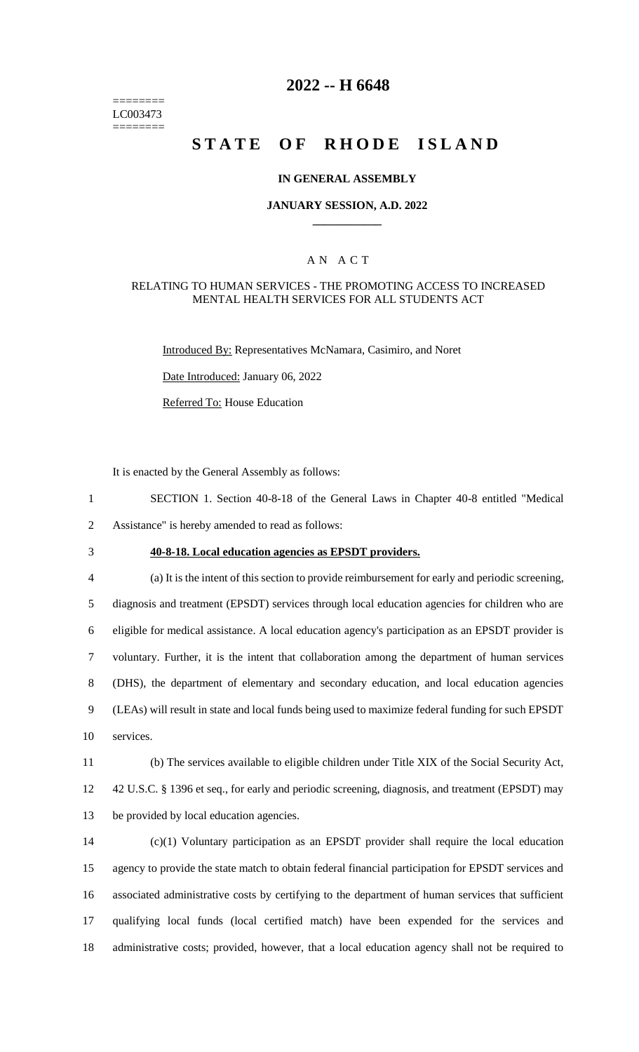# 2022 -- H 6648

========
LC003473
========

# STATE OF RHODE ISLAND

## IN GENERAL ASSEMBLY

### JANUARY SESSION, A.D. 2022

## A N A C T

### RELATING TO HUMAN SERVICES - THE PROMOTING ACCESS TO INCREASED MENTAL HEALTH SERVICES FOR ALL STUDENTS ACT

Introduced By: Representatives McNamara, Casimiro, and Noret

Date Introduced: January 06, 2022

Referred To: House Education

It is enacted by the General Assembly as follows:

1 SECTION 1. Section 40-8-18 of the General Laws in Chapter 40-8 entitled "Medical
2 Assistance" is hereby amended to read as follows:

3 **40-8-18. Local education agencies as EPSDT providers.**

4 (a) It is the intent of this section to provide reimbursement for early and periodic screening,
5 diagnosis and treatment (EPSDT) services through local education agencies for children who are
6 eligible for medical assistance. A local education agency's participation as an EPSDT provider is
7 voluntary. Further, it is the intent that collaboration among the department of human services
8 (DHS), the department of elementary and secondary education, and local education agencies
9 (LEAs) will result in state and local funds being used to maximize federal funding for such EPSDT
10 services.

11 (b) The services available to eligible children under Title XIX of the Social Security Act,
12 42 U.S.C. § 1396 et seq., for early and periodic screening, diagnosis, and treatment (EPSDT) may
13 be provided by local education agencies.

14 (c)(1) Voluntary participation as an EPSDT provider shall require the local education
15 agency to provide the state match to obtain federal financial participation for EPSDT services and
16 associated administrative costs by certifying to the department of human services that sufficient
17 qualifying local funds (local certified match) have been expended for the services and
18 administrative costs; provided, however, that a local education agency shall not be required to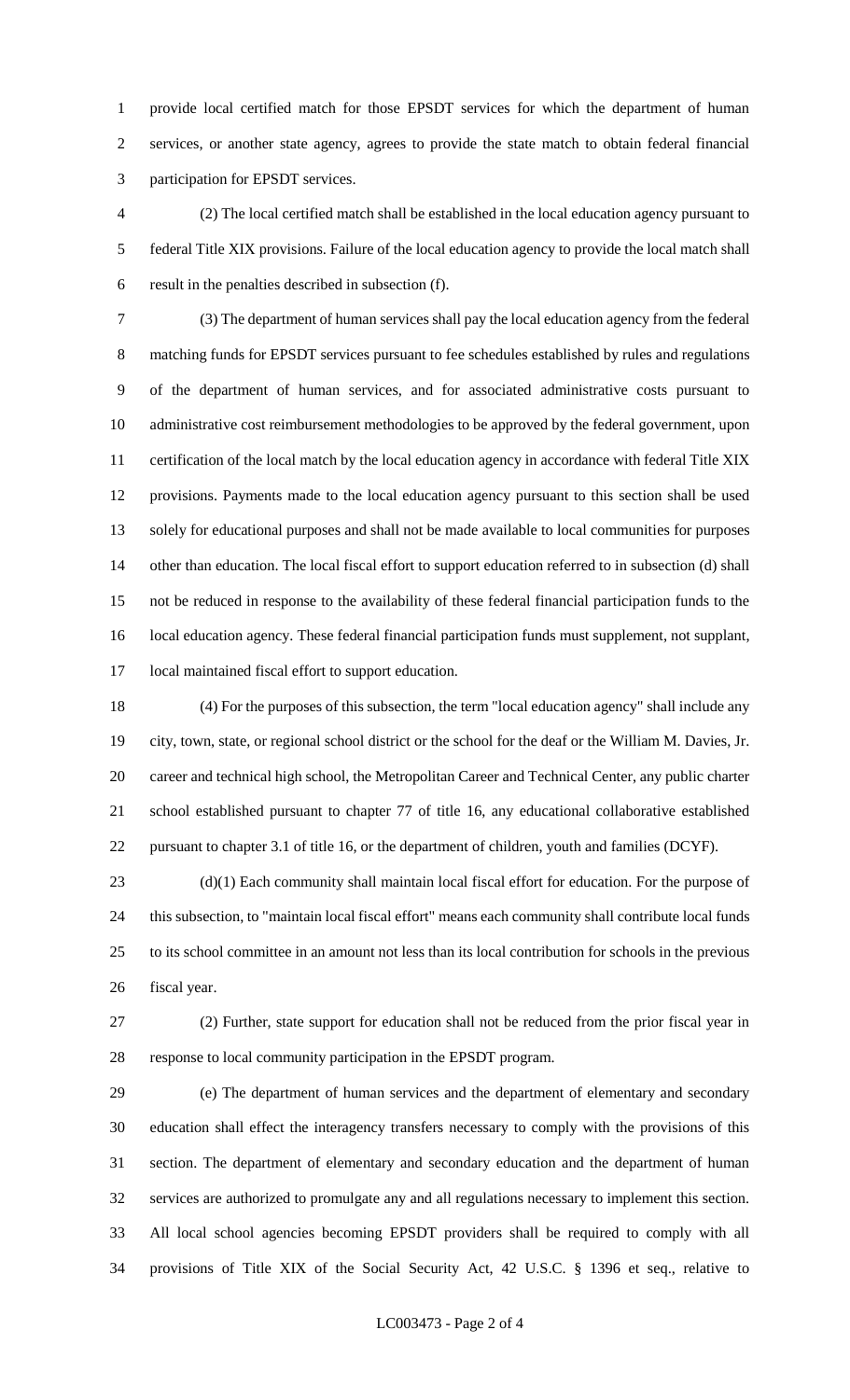provide local certified match for those EPSDT services for which the department of human services, or another state agency, agrees to provide the state match to obtain federal financial participation for EPSDT services.

(2) The local certified match shall be established in the local education agency pursuant to federal Title XIX provisions. Failure of the local education agency to provide the local match shall result in the penalties described in subsection (f).

(3) The department of human services shall pay the local education agency from the federal matching funds for EPSDT services pursuant to fee schedules established by rules and regulations of the department of human services, and for associated administrative costs pursuant to administrative cost reimbursement methodologies to be approved by the federal government, upon certification of the local match by the local education agency in accordance with federal Title XIX provisions. Payments made to the local education agency pursuant to this section shall be used solely for educational purposes and shall not be made available to local communities for purposes other than education. The local fiscal effort to support education referred to in subsection (d) shall not be reduced in response to the availability of these federal financial participation funds to the local education agency. These federal financial participation funds must supplement, not supplant, local maintained fiscal effort to support education.

(4) For the purposes of this subsection, the term "local education agency" shall include any city, town, state, or regional school district or the school for the deaf or the William M. Davies, Jr. career and technical high school, the Metropolitan Career and Technical Center, any public charter school established pursuant to chapter 77 of title 16, any educational collaborative established pursuant to chapter 3.1 of title 16, or the department of children, youth and families (DCYF).

(d)(1) Each community shall maintain local fiscal effort for education. For the purpose of this subsection, to "maintain local fiscal effort" means each community shall contribute local funds to its school committee in an amount not less than its local contribution for schools in the previous fiscal year.

(2) Further, state support for education shall not be reduced from the prior fiscal year in response to local community participation in the EPSDT program.

(e) The department of human services and the department of elementary and secondary education shall effect the interagency transfers necessary to comply with the provisions of this section. The department of elementary and secondary education and the department of human services are authorized to promulgate any and all regulations necessary to implement this section. All local school agencies becoming EPSDT providers shall be required to comply with all provisions of Title XIX of the Social Security Act, 42 U.S.C. § 1396 et seq., relative to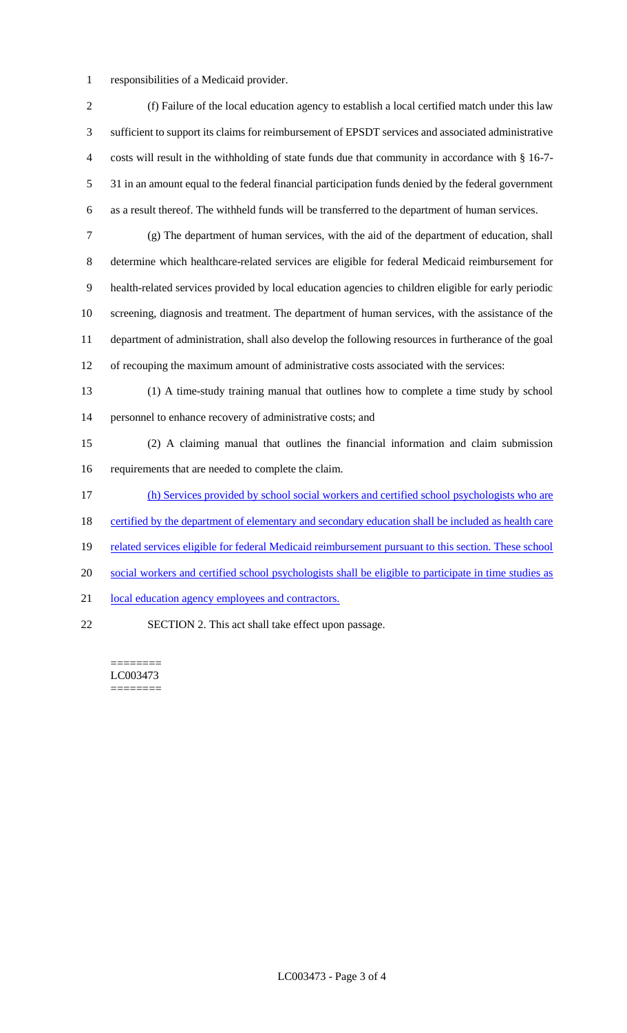responsibilities of a Medicaid provider.

(f) Failure of the local education agency to establish a local certified match under this law sufficient to support its claims for reimbursement of EPSDT services and associated administrative costs will result in the withholding of state funds due that community in accordance with § 16-7-31 in an amount equal to the federal financial participation funds denied by the federal government as a result thereof. The withheld funds will be transferred to the department of human services.

(g) The department of human services, with the aid of the department of education, shall determine which healthcare-related services are eligible for federal Medicaid reimbursement for health-related services provided by local education agencies to children eligible for early periodic screening, diagnosis and treatment. The department of human services, with the assistance of the department of administration, shall also develop the following resources in furtherance of the goal of recouping the maximum amount of administrative costs associated with the services:

(1) A time-study training manual that outlines how to complete a time study by school personnel to enhance recovery of administrative costs; and

(2) A claiming manual that outlines the financial information and claim submission requirements that are needed to complete the claim.

(h) Services provided by school social workers and certified school psychologists who are certified by the department of elementary and secondary education shall be included as health care related services eligible for federal Medicaid reimbursement pursuant to this section. These school social workers and certified school psychologists shall be eligible to participate in time studies as local education agency employees and contractors.

SECTION 2. This act shall take effect upon passage.

========
LC003473
========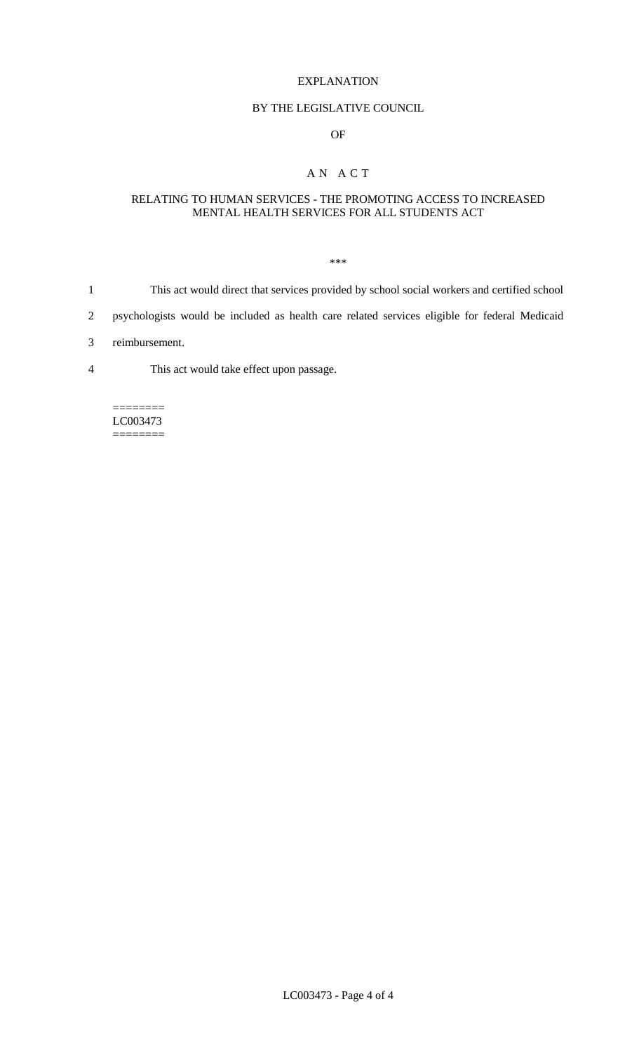EXPLANATION

BY THE LEGISLATIVE COUNCIL

OF

A N A C T

RELATING TO HUMAN SERVICES - THE PROMOTING ACCESS TO INCREASED MENTAL HEALTH SERVICES FOR ALL STUDENTS ACT

\*\*\*

1 This act would direct that services provided by school social workers and certified school
2 psychologists would be included as health care related services eligible for federal Medicaid
3 reimbursement.
4 This act would take effect upon passage.

========
LC003473
========